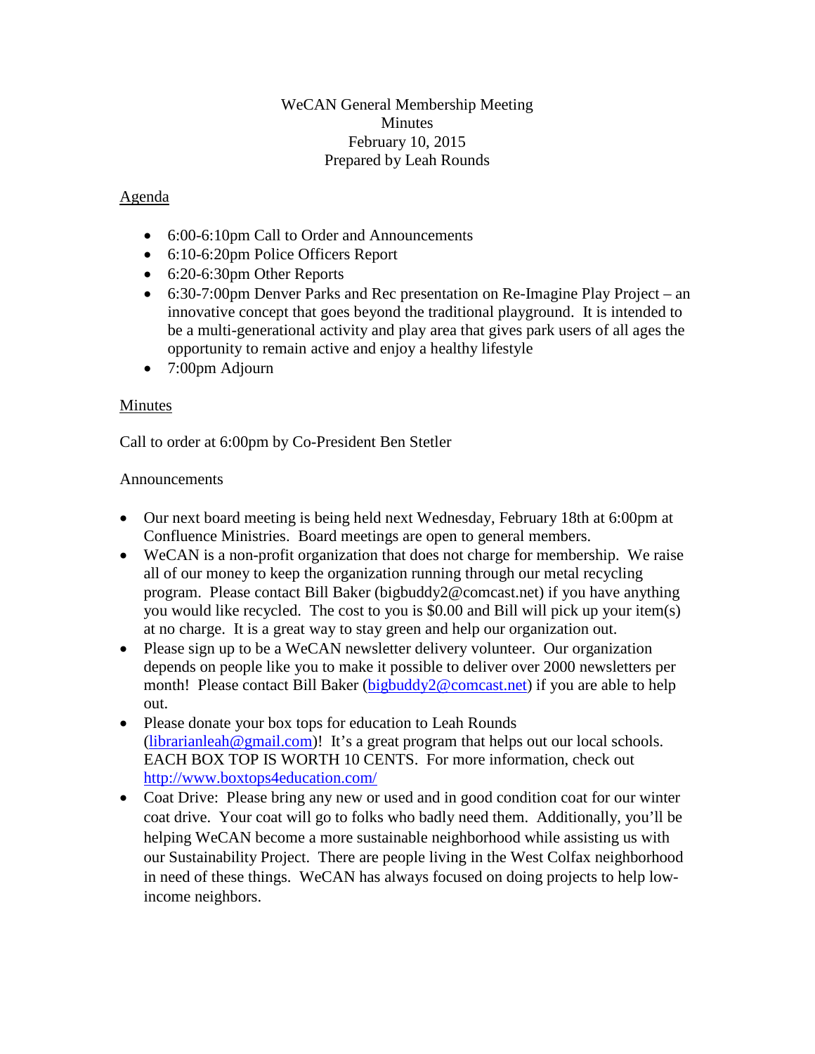WeCAN General Membership Meeting
Minutes
February 10, 2015
Prepared by Leah Rounds

Agenda

- 6:00-6:10pm Call to Order and Announcements
- 6:10-6:20pm Police Officers Report
- 6:20-6:30pm Other Reports
- 6:30-7:00pm Denver Parks and Rec presentation on Re-Imagine Play Project – an innovative concept that goes beyond the traditional playground. It is intended to be a multi-generational activity and play area that gives park users of all ages the opportunity to remain active and enjoy a healthy lifestyle
- 7:00pm Adjourn

Minutes

Call to order at 6:00pm by Co-President Ben Stetler

Announcements

- Our next board meeting is being held next Wednesday, February 18th at 6:00pm at Confluence Ministries. Board meetings are open to general members.
- WeCAN is a non-profit organization that does not charge for membership. We raise all of our money to keep the organization running through our metal recycling program. Please contact Bill Baker (bigbuddy2@comcast.net) if you have anything you would like recycled. The cost to you is $0.00 and Bill will pick up your item(s) at no charge. It is a great way to stay green and help our organization out.
- Please sign up to be a WeCAN newsletter delivery volunteer. Our organization depends on people like you to make it possible to deliver over 2000 newsletters per month! Please contact Bill Baker (bigbuddy2@comcast.net) if you are able to help out.
- Please donate your box tops for education to Leah Rounds (librarianleah@gmail.com)! It's a great program that helps out our local schools. EACH BOX TOP IS WORTH 10 CENTS. For more information, check out http://www.boxtops4education.com/
- Coat Drive: Please bring any new or used and in good condition coat for our winter coat drive. Your coat will go to folks who badly need them. Additionally, you'll be helping WeCAN become a more sustainable neighborhood while assisting us with our Sustainability Project. There are people living in the West Colfax neighborhood in need of these things. WeCAN has always focused on doing projects to help low-income neighbors.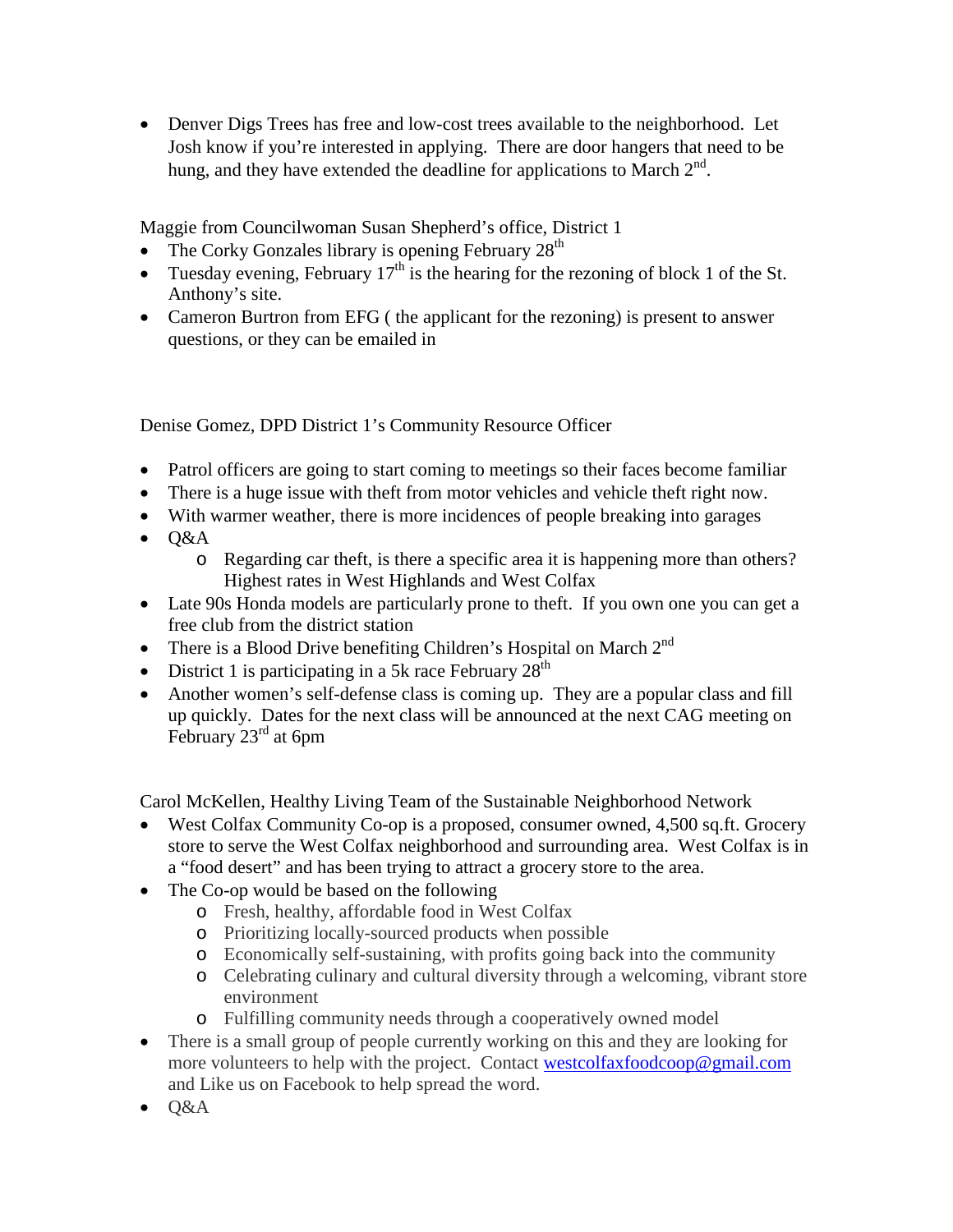- Denver Digs Trees has free and low-cost trees available to the neighborhood. Let Josh know if you're interested in applying. There are door hangers that need to be hung, and they have extended the deadline for applications to March 2nd.

Maggie from Councilwoman Susan Shepherd's office, District 1

- The Corky Gonzales library is opening February 28th
- Tuesday evening, February 17th is the hearing for the rezoning of block 1 of the St. Anthony's site.
- Cameron Burtron from EFG ( the applicant for the rezoning) is present to answer questions, or they can be emailed in

Denise Gomez, DPD District 1's Community Resource Officer

- Patrol officers are going to start coming to meetings so their faces become familiar
- There is a huge issue with theft from motor vehicles and vehicle theft right now.
- With warmer weather, there is more incidences of people breaking into garages
- Q&A
  - Regarding car theft, is there a specific area it is happening more than others? Highest rates in West Highlands and West Colfax
- Late 90s Honda models are particularly prone to theft. If you own one you can get a free club from the district station
- There is a Blood Drive benefiting Children's Hospital on March 2nd
- District 1 is participating in a 5k race February 28th
- Another women's self-defense class is coming up. They are a popular class and fill up quickly. Dates for the next class will be announced at the next CAG meeting on February 23rd at 6pm

Carol McKellen, Healthy Living Team of the Sustainable Neighborhood Network

- West Colfax Community Co-op is a proposed, consumer owned, 4,500 sq.ft. Grocery store to serve the West Colfax neighborhood and surrounding area. West Colfax is in a "food desert" and has been trying to attract a grocery store to the area.
- The Co-op would be based on the following
  - Fresh, healthy, affordable food in West Colfax
  - Prioritizing locally-sourced products when possible
  - Economically self-sustaining, with profits going back into the community
  - Celebrating culinary and cultural diversity through a welcoming, vibrant store environment
  - Fulfilling community needs through a cooperatively owned model
- There is a small group of people currently working on this and they are looking for more volunteers to help with the project. Contact westcolfaxfoodcoop@gmail.com and Like us on Facebook to help spread the word.
- Q&A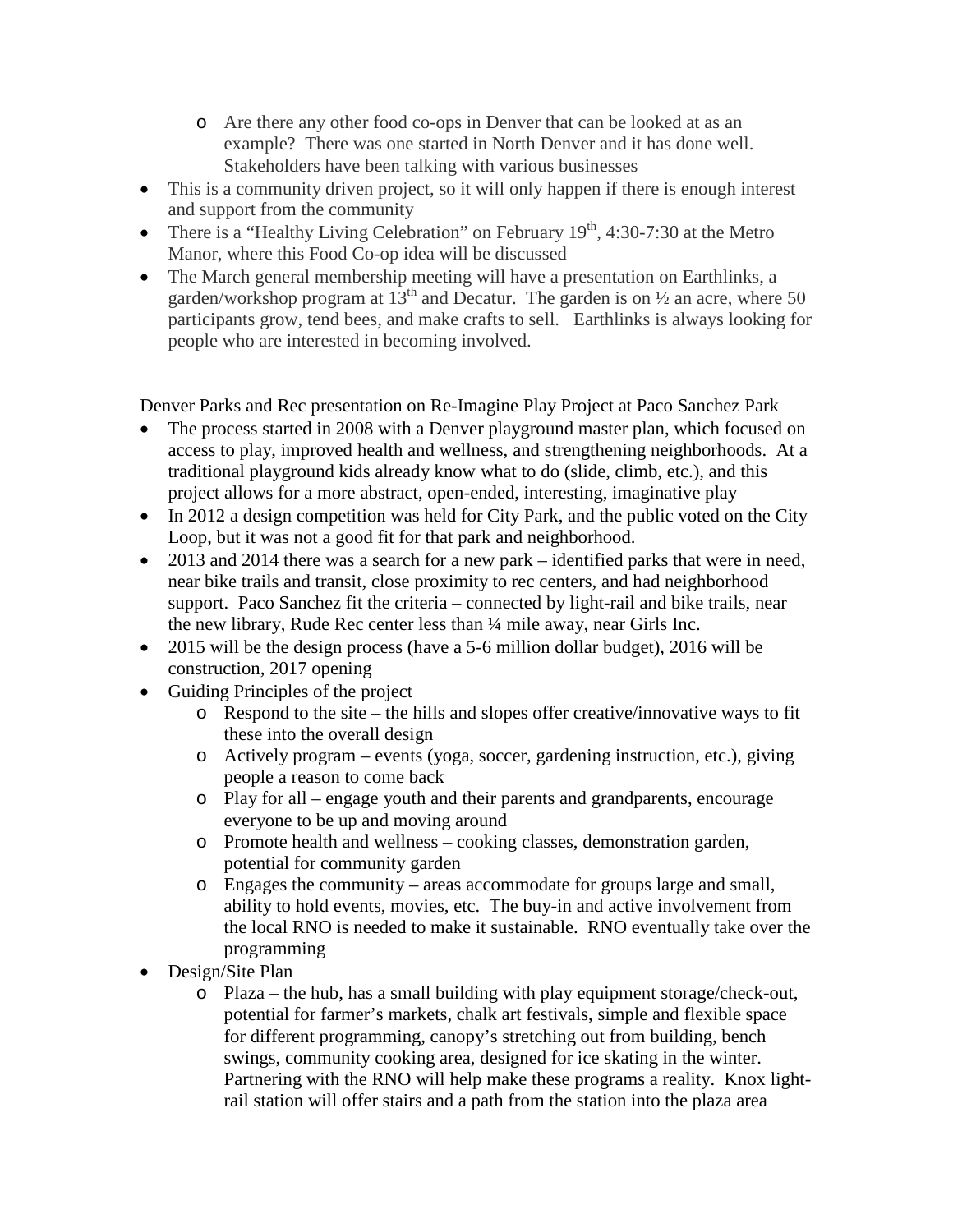- Are there any other food co-ops in Denver that can be looked at as an example? There was one started in North Denver and it has done well. Stakeholders have been talking with various businesses
- This is a community driven project, so it will only happen if there is enough interest and support from the community
- There is a "Healthy Living Celebration" on February 19th, 4:30-7:30 at the Metro Manor, where this Food Co-op idea will be discussed
- The March general membership meeting will have a presentation on Earthlinks, a garden/workshop program at 13th and Decatur. The garden is on ½ an acre, where 50 participants grow, tend bees, and make crafts to sell. Earthlinks is always looking for people who are interested in becoming involved.

Denver Parks and Rec presentation on Re-Imagine Play Project at Paco Sanchez Park

- The process started in 2008 with a Denver playground master plan, which focused on access to play, improved health and wellness, and strengthening neighborhoods. At a traditional playground kids already know what to do (slide, climb, etc.), and this project allows for a more abstract, open-ended, interesting, imaginative play
- In 2012 a design competition was held for City Park, and the public voted on the City Loop, but it was not a good fit for that park and neighborhood.
- 2013 and 2014 there was a search for a new park – identified parks that were in need, near bike trails and transit, close proximity to rec centers, and had neighborhood support. Paco Sanchez fit the criteria – connected by light-rail and bike trails, near the new library, Rude Rec center less than ¼ mile away, near Girls Inc.
- 2015 will be the design process (have a 5-6 million dollar budget), 2016 will be construction, 2017 opening
- Guiding Principles of the project
    - Respond to the site – the hills and slopes offer creative/innovative ways to fit these into the overall design
    - Actively program – events (yoga, soccer, gardening instruction, etc.), giving people a reason to come back
    - Play for all – engage youth and their parents and grandparents, encourage everyone to be up and moving around
    - Promote health and wellness – cooking classes, demonstration garden, potential for community garden
    - Engages the community – areas accommodate for groups large and small, ability to hold events, movies, etc. The buy-in and active involvement from the local RNO is needed to make it sustainable. RNO eventually take over the programming
- Design/Site Plan
    - Plaza – the hub, has a small building with play equipment storage/check-out, potential for farmer's markets, chalk art festivals, simple and flexible space for different programming, canopy's stretching out from building, bench swings, community cooking area, designed for ice skating in the winter. Partnering with the RNO will help make these programs a reality. Knox light-rail station will offer stairs and a path from the station into the plaza area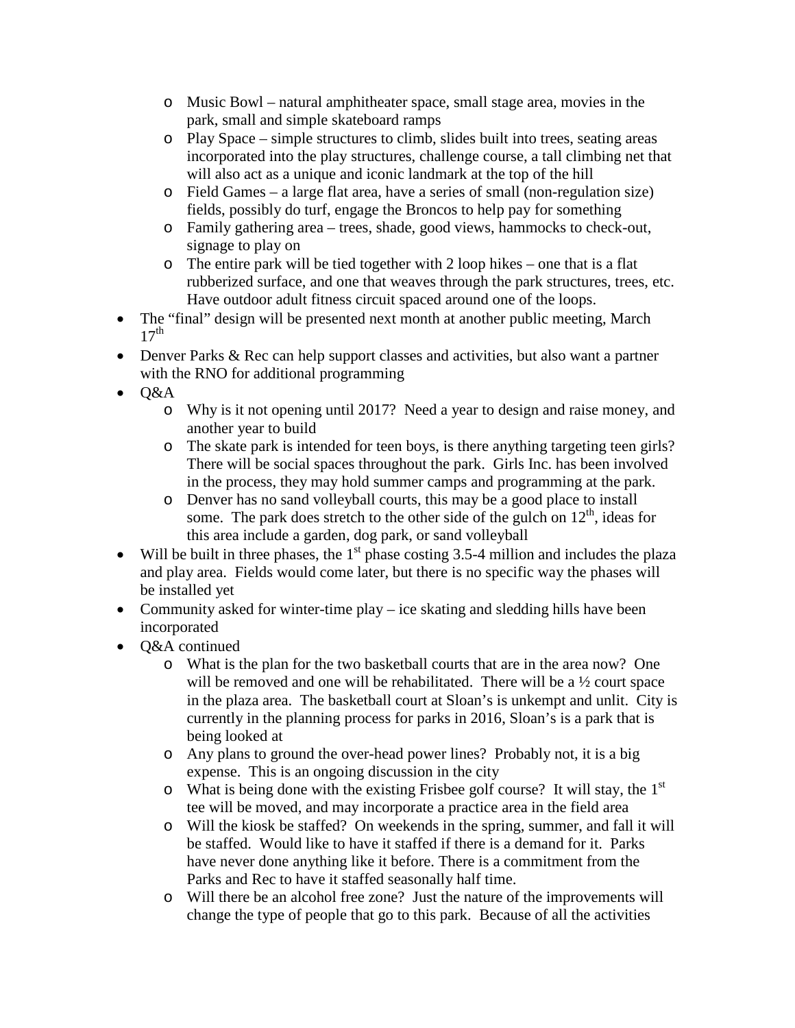- Music Bowl – natural amphitheater space, small stage area, movies in the park, small and simple skateboard ramps
  - Play Space – simple structures to climb, slides built into trees, seating areas incorporated into the play structures, challenge course, a tall climbing net that will also act as a unique and iconic landmark at the top of the hill
  - Field Games – a large flat area, have a series of small (non-regulation size) fields, possibly do turf, engage the Broncos to help pay for something
  - Family gathering area – trees, shade, good views, hammocks to check-out, signage to play on
  - The entire park will be tied together with 2 loop hikes – one that is a flat rubberized surface, and one that weaves through the park structures, trees, etc. Have outdoor adult fitness circuit spaced around one of the loops.
- The "final" design will be presented next month at another public meeting, March 17th
- Denver Parks & Rec can help support classes and activities, but also want a partner with the RNO for additional programming
- Q&A
  - Why is it not opening until 2017? Need a year to design and raise money, and another year to build
  - The skate park is intended for teen boys, is there anything targeting teen girls? There will be social spaces throughout the park. Girls Inc. has been involved in the process, they may hold summer camps and programming at the park.
  - Denver has no sand volleyball courts, this may be a good place to install some. The park does stretch to the other side of the gulch on 12th, ideas for this area include a garden, dog park, or sand volleyball
- Will be built in three phases, the 1st phase costing 3.5-4 million and includes the plaza and play area. Fields would come later, but there is no specific way the phases will be installed yet
- Community asked for winter-time play – ice skating and sledding hills have been incorporated
- Q&A continued
  - What is the plan for the two basketball courts that are in the area now? One will be removed and one will be rehabilitated. There will be a ½ court space in the plaza area. The basketball court at Sloan's is unkempt and unlit. City is currently in the planning process for parks in 2016, Sloan's is a park that is being looked at
  - Any plans to ground the over-head power lines? Probably not, it is a big expense. This is an ongoing discussion in the city
  - What is being done with the existing Frisbee golf course? It will stay, the 1st tee will be moved, and may incorporate a practice area in the field area
  - Will the kiosk be staffed? On weekends in the spring, summer, and fall it will be staffed. Would like to have it staffed if there is a demand for it. Parks have never done anything like it before. There is a commitment from the Parks and Rec to have it staffed seasonally half time.
  - Will there be an alcohol free zone? Just the nature of the improvements will change the type of people that go to this park. Because of all the activities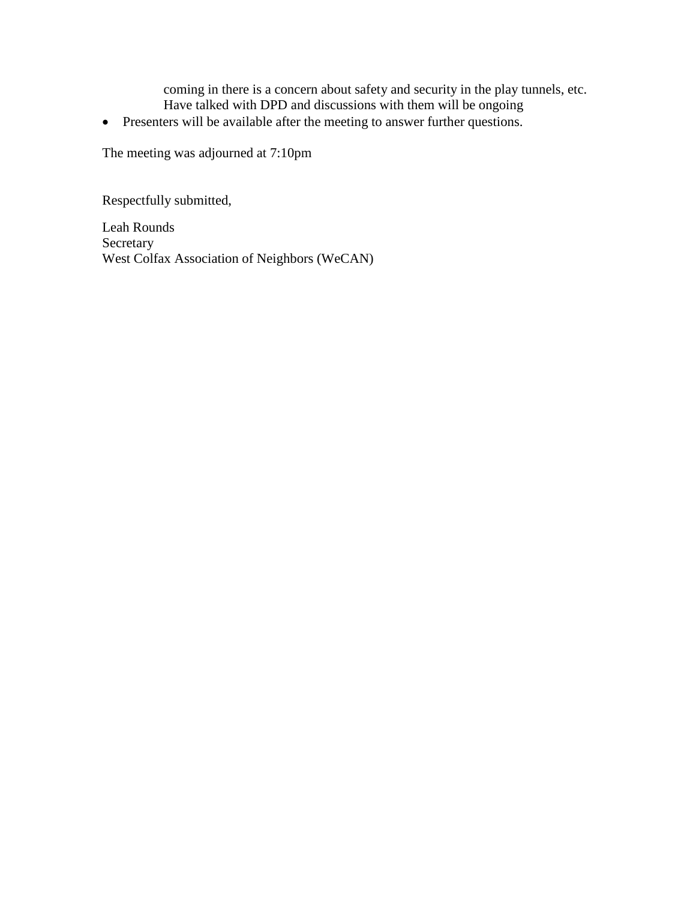coming in there is a concern about safety and security in the play tunnels, etc. Have talked with DPD and discussions with them will be ongoing

- Presenters will be available after the meeting to answer further questions.

The meeting was adjourned at 7:10pm

Respectfully submitted,

Leah Rounds
Secretary
West Colfax Association of Neighbors (WeCAN)